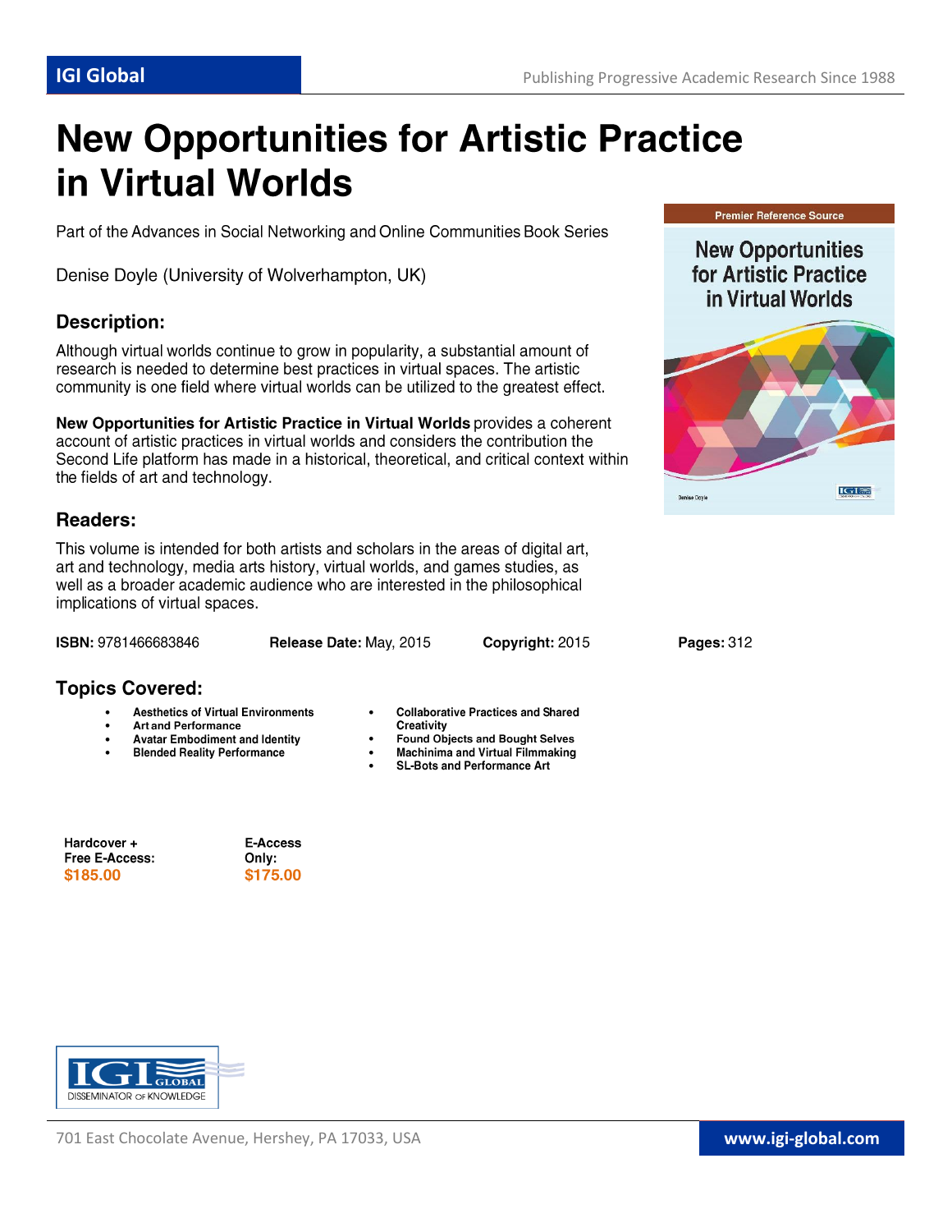IGI Global

Publishing Progressive Academic Research Since 1988

# New Opportunities for Artistic Practice in Virtual Worlds

Part of the Advances in Social Networking and Online Communities Book Series

Denise Doyle (University of Wolverhampton, UK)

## Description:

Although virtual worlds continue to grow in popularity, a substantial amount of research is needed to determine best practices in virtual spaces. The artistic community is one field where virtual worlds can be utilized to the greatest effect.

**New Opportunities for Artistic Practice in Virtual Worlds** provides a coherent account of artistic practices in virtual worlds and considers the contribution the Second Life platform has made in a historical, theoretical, and critical context within the fields of art and technology.

## Readers:

This volume is intended for both artists and scholars in the areas of digital art, art and technology, media arts history, virtual worlds, and games studies, as well as a broader academic audience who are interested in the philosophical implications of virtual spaces.

**ISBN:** 9781466683846 **Release Date:** May, 2015 **Copyright:** 2015 **Pages:** 312

## Topics Covered:

- **Aesthetics of Virtual Environments**
- **Art and Performance**
- **Avatar Embodiment and Identity**
- **Blended Reality Performance**
- **Collaborative Practices and Shared Creativity**
- **Found Objects and Bought Selves**
- **Machinima and Virtual Filmmaking**
- **SL-Bots and Performance Art**

**Hardcover + Free E-Access:** $185.00

**E-Access Only:** $175.00

701 East Chocolate Avenue, Hershey, PA 17033, USA

www.igi-global.com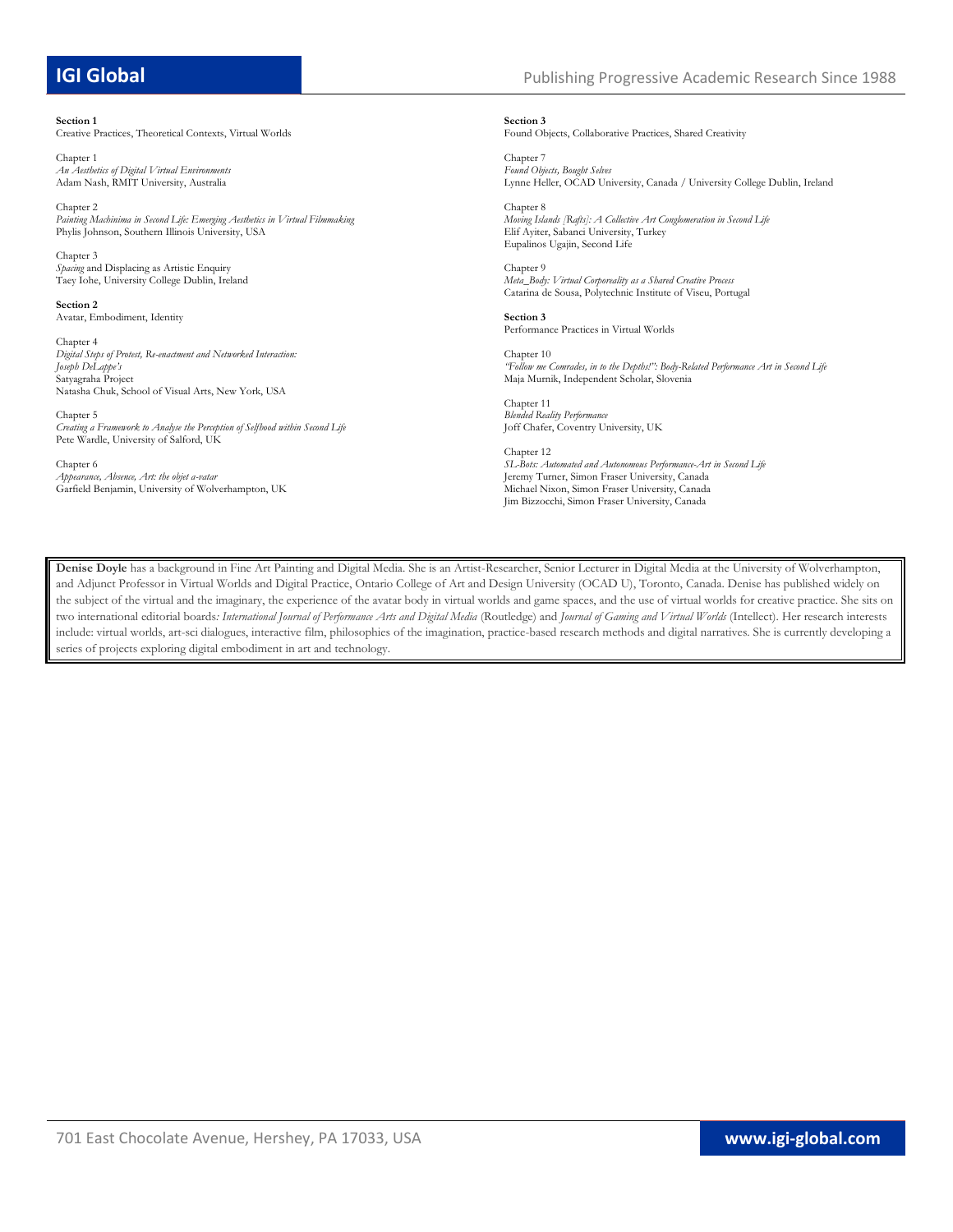**Section 1**
Creative Practices, Theoretical Contexts, Virtual Worlds

Chapter 1
*An Aesthetics of Digital Virtual Environments*
Adam Nash, RMIT University, Australia

Chapter 2
*Painting Machinima in Second Life: Emerging Aesthetics in Virtual Filmmaking*
Phylis Johnson, Southern Illinois University, USA

Chapter 3
*Spacing* and Displacing as Artistic Enquiry
Taey Iohe, University College Dublin, Ireland

**Section 2**
Avatar, Embodiment, Identity

Chapter 4
*Digital Steps of Protest, Re-enactment and Networked Interaction: Joseph DeLappe's*
Satyagraha Project
Natasha Chuk, School of Visual Arts, New York, USA

Chapter 5
*Creating a Framework to Analyse the Perception of Selfhood within Second Life*
Pete Wardle, University of Salford, UK

Chapter 6
*Appearance, Absence, Art: the objet a-vatar*
Garfield Benjamin, University of Wolverhampton, UK

**Section 3**
Found Objects, Collaborative Practices, Shared Creativity

Chapter 7
*Found Objects, Bought Selves*
Lynne Heller, OCAD University, Canada / University College Dublin, Ireland

Chapter 8
*Moving Islands [Rafts]: A Collective Art Conglomeration in Second Life*
Elif Ayiter, Sabanci University, Turkey
Eupalinos Ugajin, Second Life

Chapter 9
*Meta_Body: Virtual Corporeality as a Shared Creative Process*
Catarina de Sousa, Polytechnic Institute of Viseu, Portugal

**Section 3**
Performance Practices in Virtual Worlds

Chapter 10
*"Follow me Comrades, in to the Depths!": Body-Related Performance Art in Second Life*
Maja Murnik, Independent Scholar, Slovenia

Chapter 11
*Blended Reality Performance*
Joff Chafer, Coventry University, UK

Chapter 12
*SL-Bots: Automated and Autonomous Performance-Art in Second Life*
Jeremy Turner, Simon Fraser University, Canada
Michael Nixon, Simon Fraser University, Canada
Jim Bizzocchi, Simon Fraser University, Canada

**Denise Doyle** has a background in Fine Art Painting and Digital Media. She is an Artist-Researcher, Senior Lecturer in Digital Media at the University of Wolverhampton, and Adjunct Professor in Virtual Worlds and Digital Practice, Ontario College of Art and Design University (OCAD U), Toronto, Canada. Denise has published widely on the subject of the virtual and the imaginary, the experience of the avatar body in virtual worlds and game spaces, and the use of virtual worlds for creative practice. She sits on two international editorial boards*: International Journal of Performance Arts and Digital Media* (Routledge) and *Journal of Gaming and Virtual Worlds* (Intellect). Her research interests include: virtual worlds, art-sci dialogues, interactive film, philosophies of the imagination, practice-based research methods and digital narratives. She is currently developing a series of projects exploring digital embodiment in art and technology.